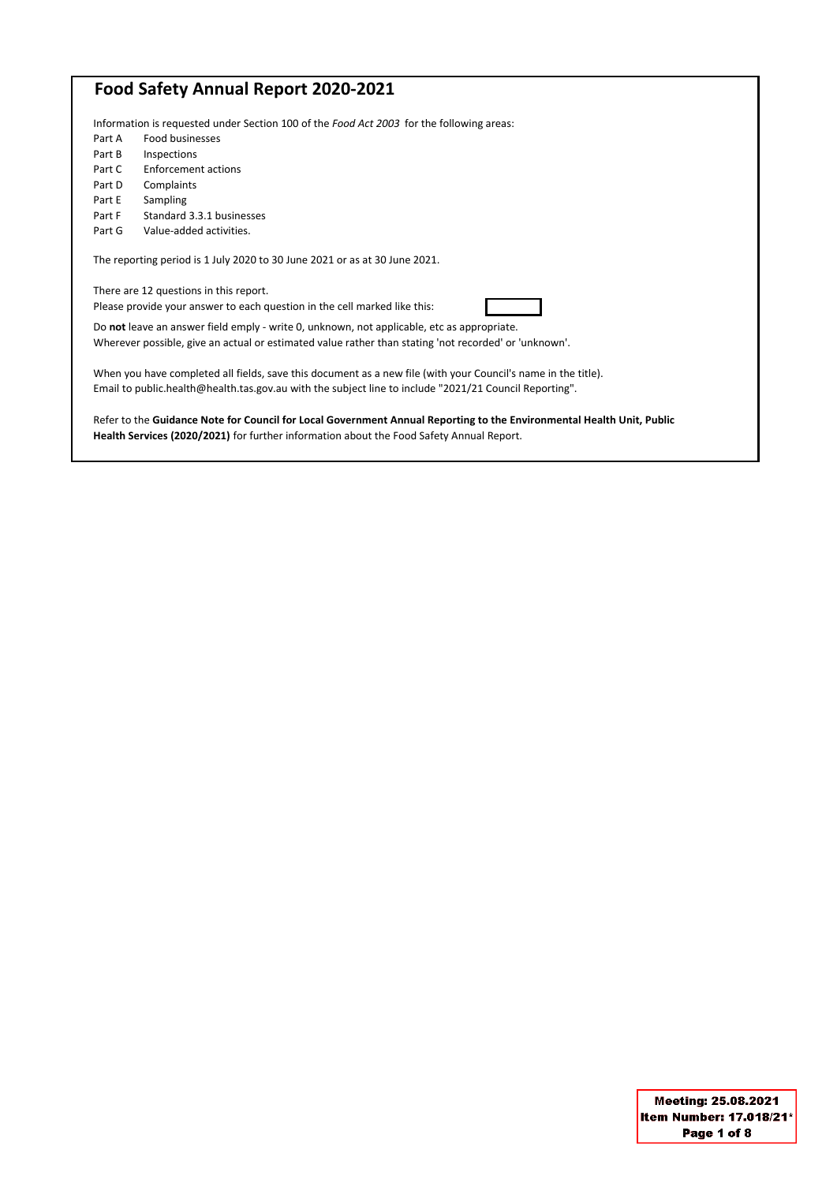# Food Safety Annual Report 2020-2021

Information is requested under Section 100 of the *Food Act 2003* for the following areas:

| | |
|---|---|
| Part A | Food businesses |
| Part B | Inspections |
| Part C | Enforcement actions |
| Part D | Complaints |
| Part E | Sampling |
| Part F | Standard 3.3.1 businesses |
| Part G | Value-added activities. |

The reporting period is 1 July 2020 to 30 June 2021 or as at 30 June 2021.

There are 12 questions in this report.
Please provide your answer to each question in the cell marked like this:

Do **not** leave an answer field emply - write 0, unknown, not applicable, etc as appropriate.
Wherever possible, give an actual or estimated value rather than stating 'not recorded' or 'unknown'.

When you have completed all fields, save this document as a new file (with your Council's name in the title).
Email to public.health@health.tas.gov.au with the subject line to include "2021/21 Council Reporting".

Refer to the **Guidance Note for Council for Local Government Annual Reporting to the Environmental Health Unit, Public Health Services (2020/2021)** for further information about the Food Safety Annual Report.

Meeting: 25.08.2021
Item Number: 17.018/21*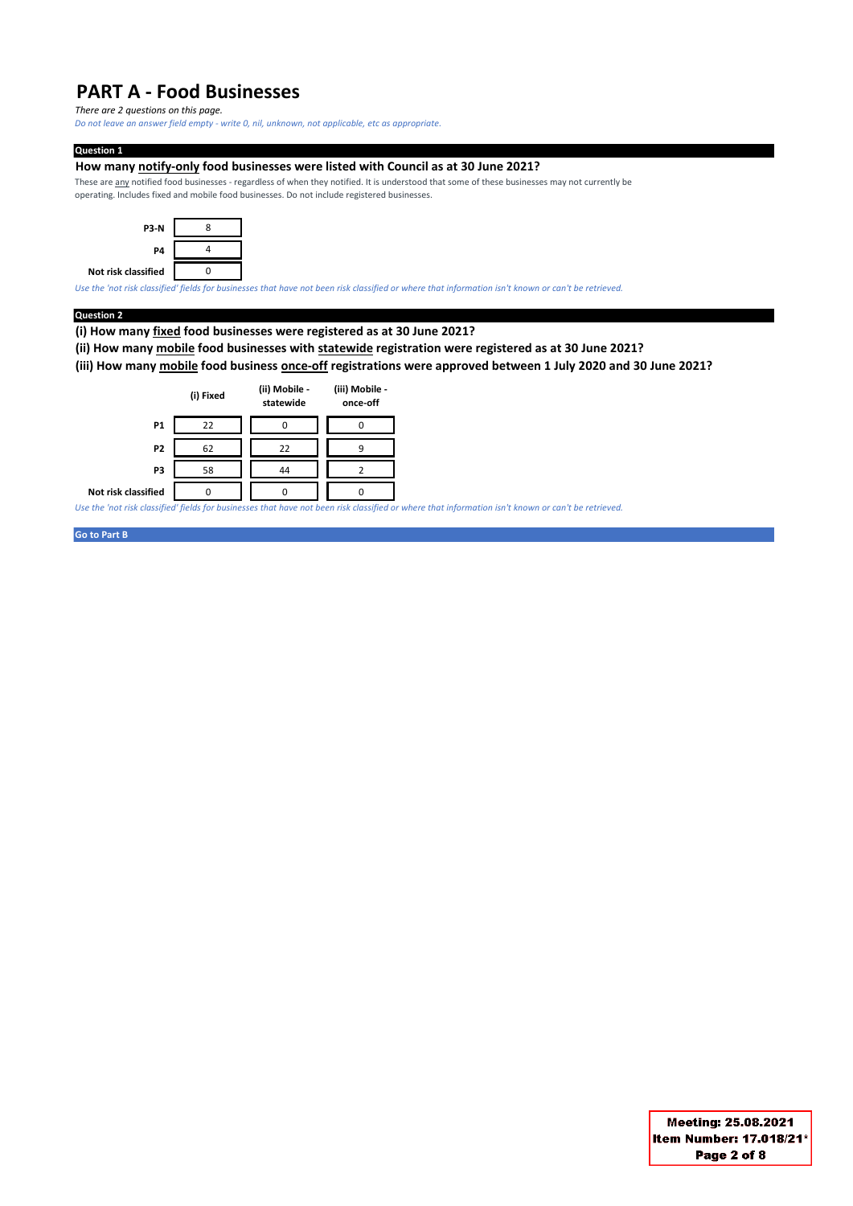# PART A - Food Businesses

*There are 2 questions on this page.*

*Do not leave an answer field empty - write 0, nil, unknown, not applicable, etc as appropriate.*

**Question 1**

**How many notify-only food businesses were listed with Council as at 30 June 2021?**

These are any notified food businesses - regardless of when they notified. It is understood that some of these businesses may not currently be operating. Includes fixed and mobile food businesses. Do not include registered businesses.

| | |
|---|---|
| **P3-N** | 8 |
| **P4** | 4 |
| **Not risk classified** | 0 |

*Use the 'not risk classified' fields for businesses that have not been risk classified or where that information isn't known or can't be retrieved.*

**Question 2**

**(i) How many fixed food businesses were registered as at 30 June 2021?**

**(ii) How many mobile food businesses with statewide registration were registered as at 30 June 2021?**

**(iii) How many mobile food business once-off registrations were approved between 1 July 2020 and 30 June 2021?**

| | (i) Fixed | (ii) Mobile - statewide | (iii) Mobile - once-off |
|---|---|---|---|
| **P1** | 22 | 0 | 0 |
| **P2** | 62 | 22 | 9 |
| **P3** | 58 | 44 | 2 |
| **Not risk classified** | 0 | 0 | 0 |

*Use the 'not risk classified' fields for businesses that have not been risk classified or where that information isn't known or can't be retrieved.*

**Go to Part B**

**Meeting: 25.08.2021**
**Item Number: 17.018/21**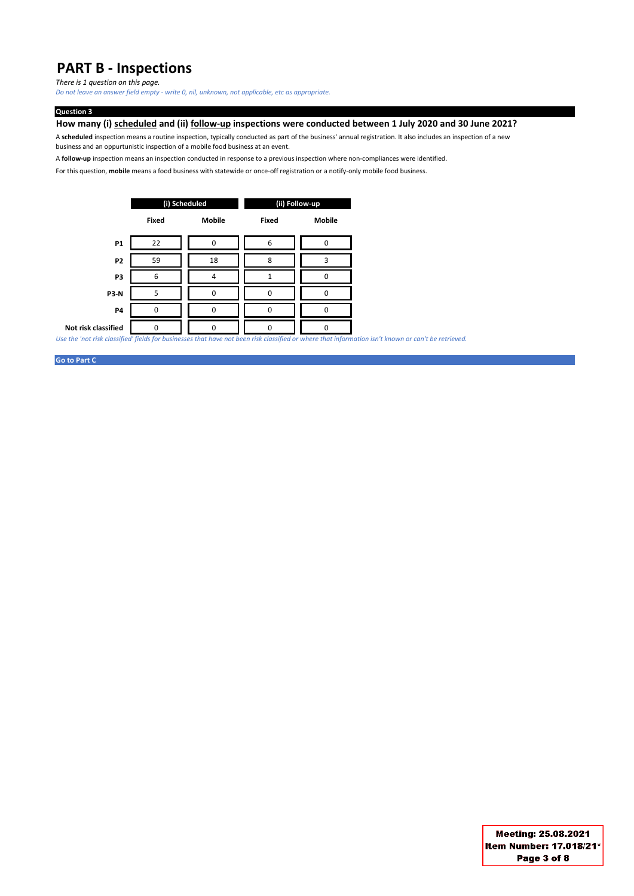# PART B - Inspections

*There is 1 question on this page.*

*Do not leave an answer field empty - write 0, nil, unknown, not applicable, etc as appropriate.*

**Question 3**

**How many (i) scheduled and (ii) follow-up inspections were conducted between 1 July 2020 and 30 June 2021?**

A **scheduled** inspection means a routine inspection, typically conducted as part of the business' annual registration. It also includes an inspection of a new business and an oppurtunistic inspection of a mobile food business at an event.

A **follow-up** inspection means an inspection conducted in response to a previous inspection where non-compliances were identified.

For this question, **mobile** means a food business with statewide or once-off registration or a notify-only mobile food business.

| | (i) Scheduled | | (ii) Follow-up | |
|---|---|---|---|---|
| | **Fixed** | **Mobile** | **Fixed** | **Mobile** |
| **P1** | 22 | 0 | 6 | 0 |
| **P2** | 59 | 18 | 8 | 3 |
| **P3** | 6 | 4 | 1 | 0 |
| **P3-N** | 5 | 0 | 0 | 0 |
| **P4** | 0 | 0 | 0 | 0 |
| **Not risk classified** | 0 | 0 | 0 | 0 |

*Use the 'not risk classified' fields for businesses that have not been risk classified or where that information isn't known or can't be retrieved.*

**Go to Part C**

**Meeting: 25.08.2021**
**Item Number: 17.018/21**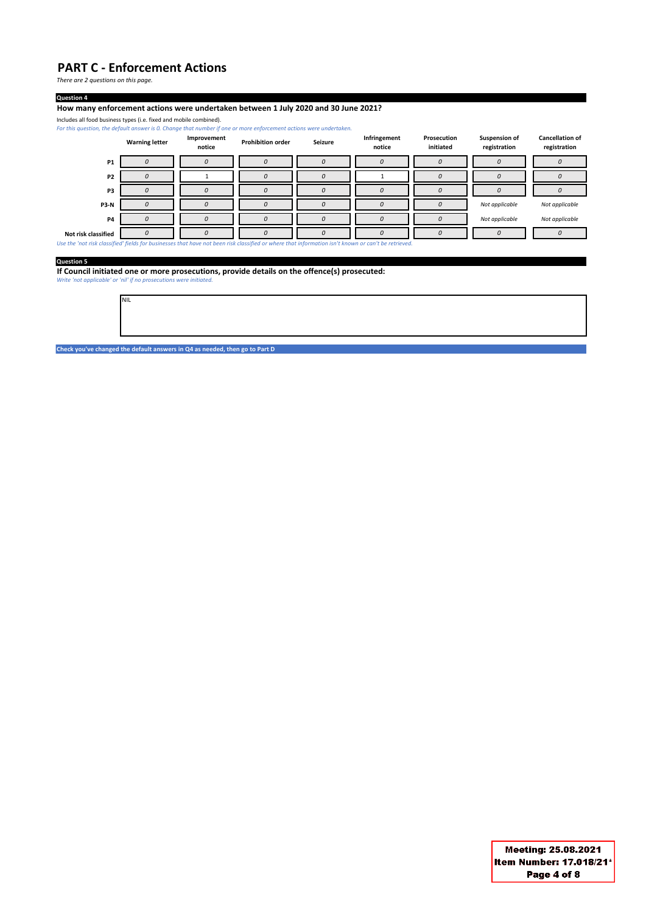# PART C - Enforcement Actions

*There are 2 questions on this page.*

**Question 4**

**How many enforcement actions were undertaken between 1 July 2020 and 30 June 2021?**

Includes all food business types (i.e. fixed and mobile combined).

*For this question, the default answer is 0. Change that number if one or more enforcement actions were undertaken.*

| | Warning letter | Improvement notice | Prohibition order | Seizure | Infringement notice | Prosecution initiated | Suspension of registration | Cancellation of registration |
|---|---|---|---|---|---|---|---|---|
| **P1** | 0 | 0 | 0 | 0 | 0 | 0 | 0 | 0 |
| **P2** | 0 | 1 | 0 | 0 | 1 | 0 | 0 | 0 |
| **P3** | 0 | 0 | 0 | 0 | 0 | 0 | 0 | 0 |
| **P3-N** | 0 | 0 | 0 | 0 | 0 | 0 | *Not applicable* | *Not applicable* |
| **P4** | 0 | 0 | 0 | 0 | 0 | 0 | *Not applicable* | *Not applicable* |
| **Not risk classified** | 0 | 0 | 0 | 0 | 0 | 0 | 0 | 0 |

*Use the 'not risk classified' fields for businesses that have not been risk classified or where that information isn't known or can't be retrieved.*

**Question 5**

**If Council initiated one or more prosecutions, provide details on the offence(s) prosecuted:**

*Write 'not applicable' or 'nil' if no prosecutions were initiated.*

NIL

**Check you've changed the default answers in Q4 as needed, then go to Part D**

Meeting: 25.08.2021
Item Number: 17.018/21*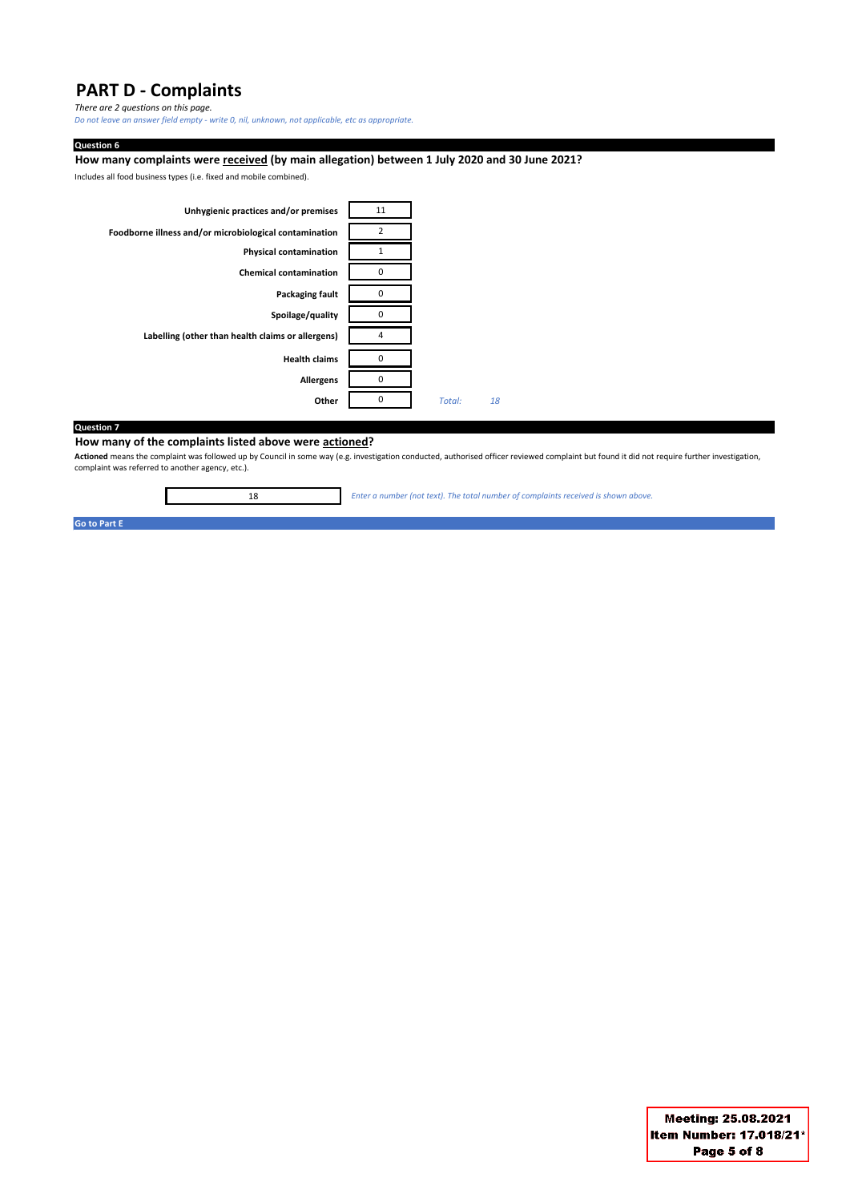# PART D - Complaints

*There are 2 questions on this page.*

*Do not leave an answer field empty - write 0, nil, unknown, not applicable, etc as appropriate.*

**Question 6**

**How many complaints were received (by main allegation) between 1 July 2020 and 30 June 2021?**

Includes all food business types (i.e. fixed and mobile combined).

| Allegation | Number |
|---|---|
| **Unhygienic practices and/or premises** | 11 |
| **Foodborne illness and/or microbiological contamination** | 2 |
| **Physical contamination** | 1 |
| **Chemical contamination** | 0 |
| **Packaging fault** | 0 |
| **Spoilage/quality** | 0 |
| **Labelling (other than health claims or allergens)** | 4 |
| **Health claims** | 0 |
| **Allergens** | 0 |
| **Other** | 0 |
| *Total:* | *18* |

**Question 7**

**How many of the complaints listed above were actioned?**

**Actioned** means the complaint was followed up by Council in some way (e.g. investigation conducted, authorised officer reviewed complaint but found it did not require further investigation, complaint was referred to another agency, etc.).

18

*Enter a number (not text). The total number of complaints received is shown above.*

**Go to Part E**

**Meeting: 25.08.2021**
**Item Number: 17.018/21**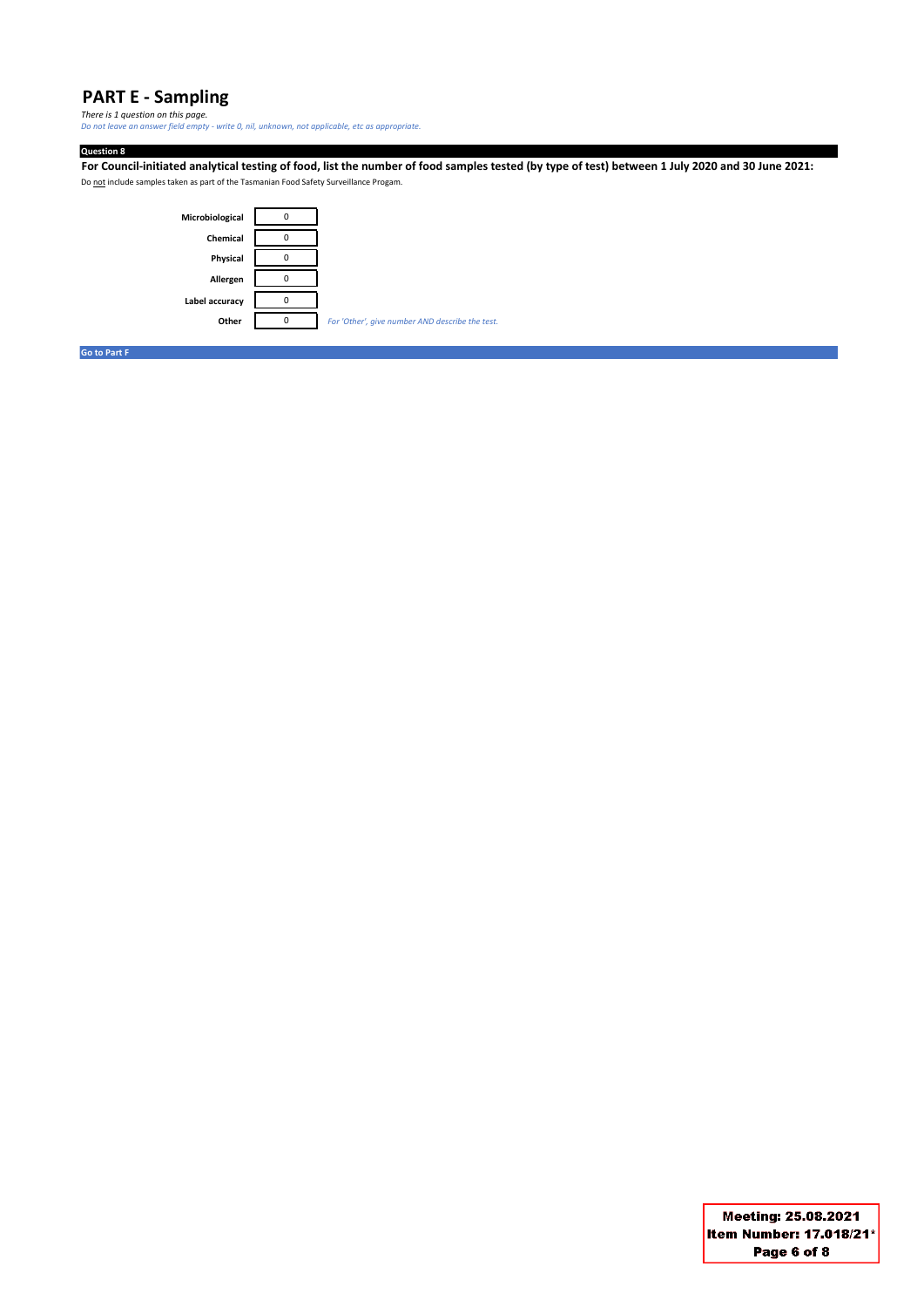# PART E - Sampling

*There is 1 question on this page.*

*Do not leave an answer field empty - write 0, nil, unknown, not applicable, etc as appropriate.*

**Question 8**

**For Council-initiated analytical testing of food, list the number of food samples tested (by type of test) between 1 July 2020 and 30 June 2021:**

Do not include samples taken as part of the Tasmanian Food Safety Surveillance Progam.

| Type of test | Number |
| --- | --- |
| **Microbiological** | 0 |
| **Chemical** | 0 |
| **Physical** | 0 |
| **Allergen** | 0 |
| **Label accuracy** | 0 |
| **Other** | 0 |

*For 'Other', give number AND describe the test.*

**Go to Part F**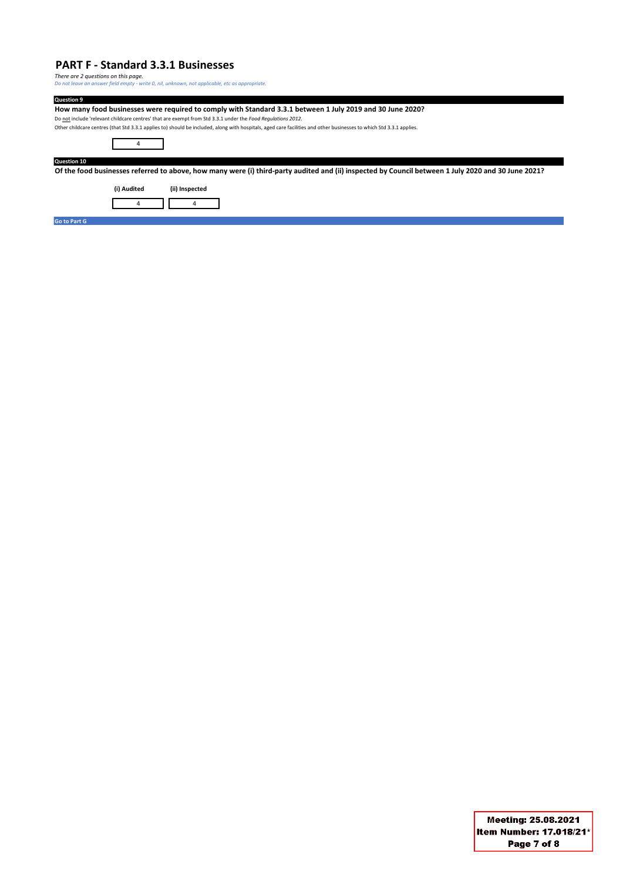# PART F - Standard 3.3.1 Businesses

*There are 2 questions on this page.*
*Do not leave an answer field empty - write 0, nil, unknown, not applicable, etc as appropriate.*

**Question 9**

**How many food businesses were required to comply with Standard 3.3.1 between 1 July 2019 and 30 June 2020?**

Do not include 'relevant childcare centres' that are exempt from Std 3.3.1 under the *Food Regulations 2012*.

Other childcare centres (that Std 3.3.1 applies to) should be included, along with hospitals, aged care facilities and other businesses to which Std 3.3.1 applies.

| 4 |
|---|

**Question 10**

**Of the food businesses referred to above, how many were (i) third-party audited and (ii) inspected by Council between 1 July 2020 and 30 June 2021?**

| (i) Audited | (ii) Inspected |
|---|---|
| 4 | 4 |

Go to Part G

Meeting: 25.08.2021
Item Number: 17.018/21*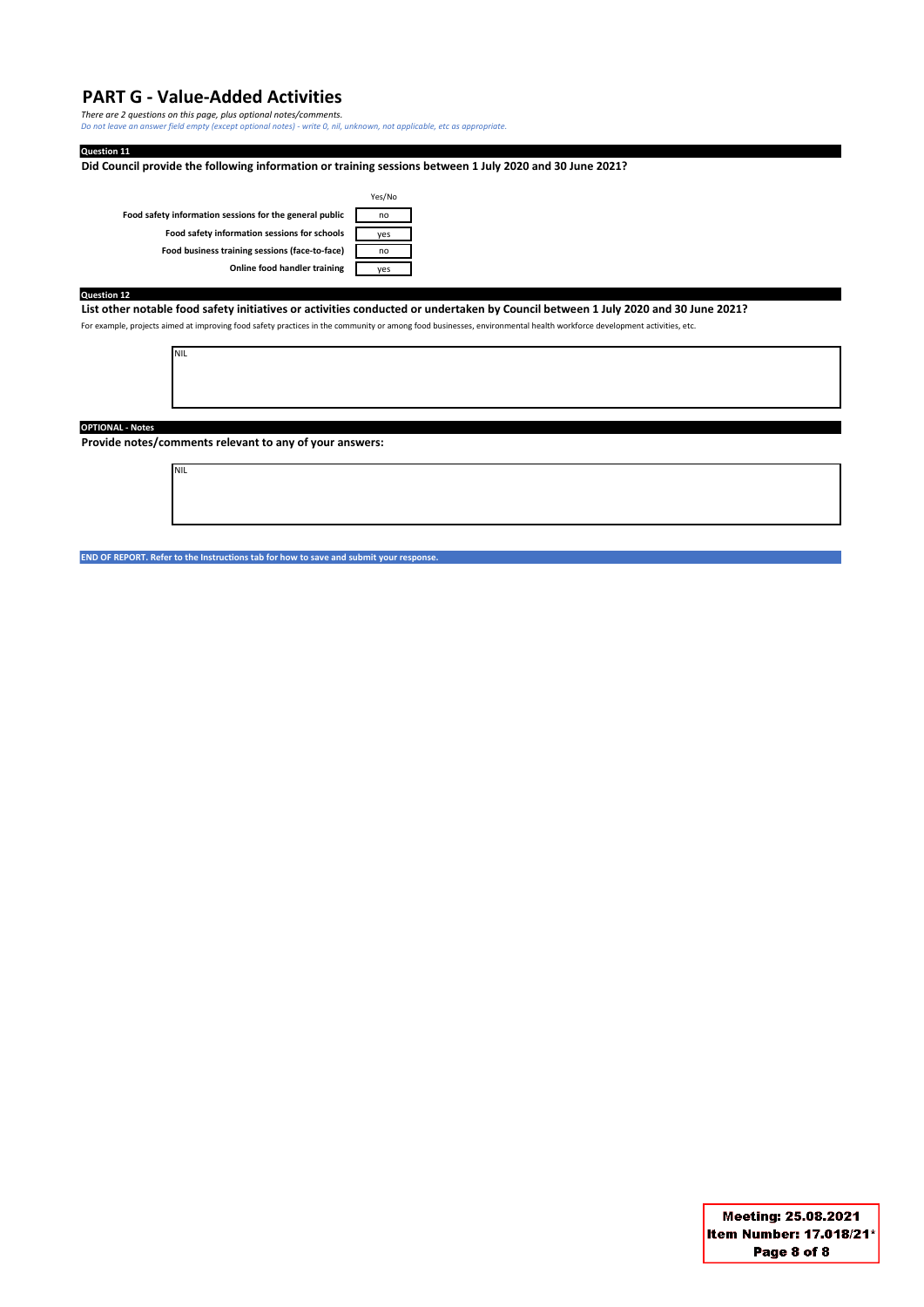# PART G - Value-Added Activities

*There are 2 questions on this page, plus optional notes/comments.*
*Do not leave an answer field empty (except optional notes) - write 0, nil, unknown, not applicable, etc as appropriate.*

**Question 11**

**Did Council provide the following information or training sessions between 1 July 2020 and 30 June 2021?**

| | Yes/No |
|---|---|
| **Food safety information sessions for the general public** | no |
| **Food safety information sessions for schools** | yes |
| **Food business training sessions (face-to-face)** | no |
| **Online food handler training** | yes |

**Question 12**

**List other notable food safety initiatives or activities conducted or undertaken by Council between 1 July 2020 and 30 June 2021?**

For example, projects aimed at improving food safety practices in the community or among food businesses, environmental health workforce development activities, etc.

NIL

**OPTIONAL - Notes**

**Provide notes/comments relevant to any of your answers:**

NIL

**END OF REPORT. Refer to the Instructions tab for how to save and submit your response.**

**Meeting: 25.08.2021**
**Item Number: 17.018/21**